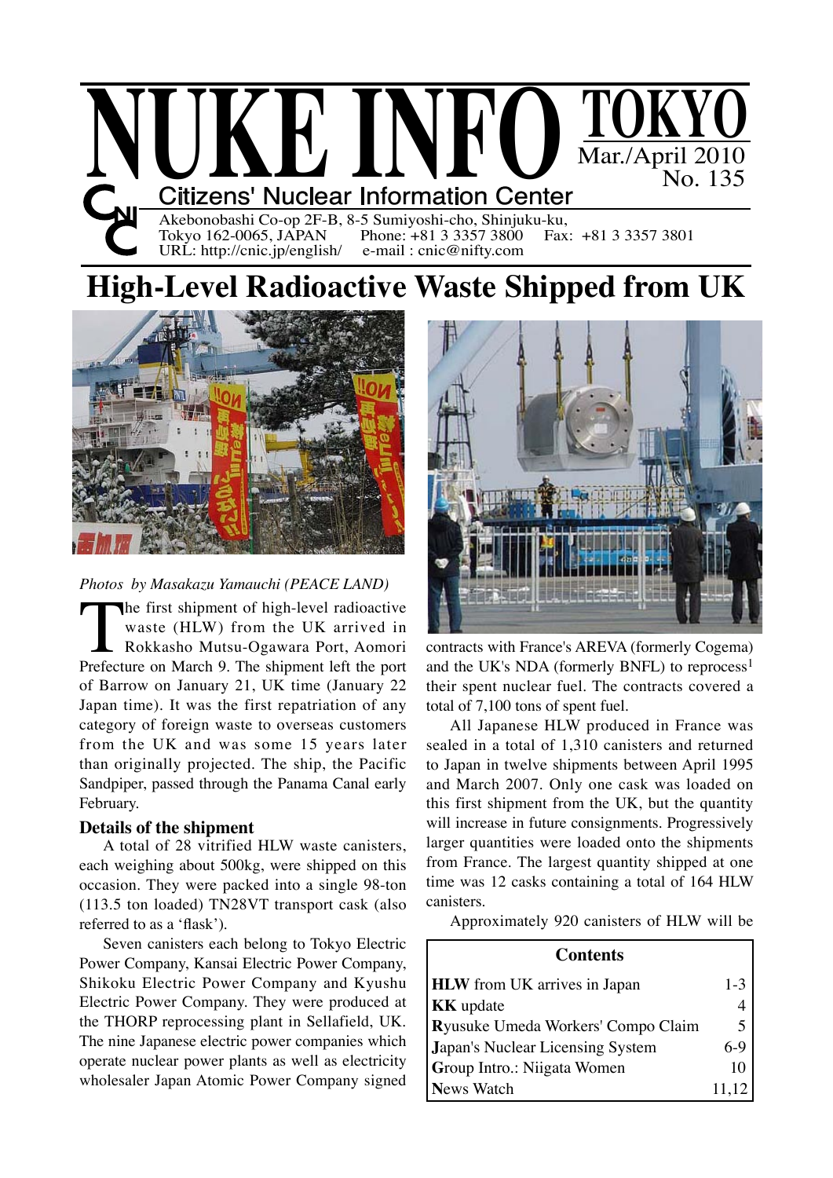# NUKE INFO TOKYO

Mar./April 2010
No. 135

Citizens' Nuclear Information Center

Akebonobashi Co-op 2F-B, 8-5 Sumiyoshi-cho, Shinjuku-ku,
Tokyo 162-0065, JAPAN Phone: +81 3 3357 3800 Fax: +81 3 3357 3801
URL: http://cnic.jp/english/ e-mail : cnic@nifty.com

# High-Level Radioactive Waste Shipped from UK

*Photos by Masakazu Yamauchi (PEACE LAND)*

The first shipment of high-level radioactive waste (HLW) from the UK arrived in Rokkasho Mutsu-Ogawara Port, Aomori Prefecture on March 9. The shipment left the port of Barrow on January 21, UK time (January 22 Japan time). It was the first repatriation of any category of foreign waste to overseas customers from the UK and was some 15 years later than originally projected. The ship, the Pacific Sandpiper, passed through the Panama Canal early February.

### Details of the shipment

A total of 28 vitrified HLW waste canisters, each weighing about 500kg, were shipped on this occasion. They were packed into a single 98-ton (113.5 ton loaded) TN28VT transport cask (also referred to as a 'flask').

Seven canisters each belong to Tokyo Electric Power Company, Kansai Electric Power Company, Shikoku Electric Power Company and Kyushu Electric Power Company. They were produced at the THORP reprocessing plant in Sellafield, UK. The nine Japanese electric power companies which operate nuclear power plants as well as electricity wholesaler Japan Atomic Power Company signed contracts with France's AREVA (formerly Cogema) and the UK's NDA (formerly BNFL) to reprocess[1] their spent nuclear fuel. The contracts covered a total of 7,100 tons of spent fuel.

All Japanese HLW produced in France was sealed in a total of 1,310 canisters and returned to Japan in twelve shipments between April 1995 and March 2007. Only one cask was loaded on this first shipment from the UK, but the quantity will increase in future consignments. Progressively larger quantities were loaded onto the shipments from France. The largest quantity shipped at one time was 12 casks containing a total of 164 HLW canisters.

Approximately 920 canisters of HLW will be

| Contents | |
|---|---|
| **HLW** from UK arrives in Japan | 1-3 |
| **KK** update | 4 |
| **R**yusuke Umeda Workers' Compo Claim | 5 |
| **J**apan's Nuclear Licensing System | 6-9 |
| **G**roup Intro.: Niigata Women | 10 |
| **N**ews Watch | 11,12 |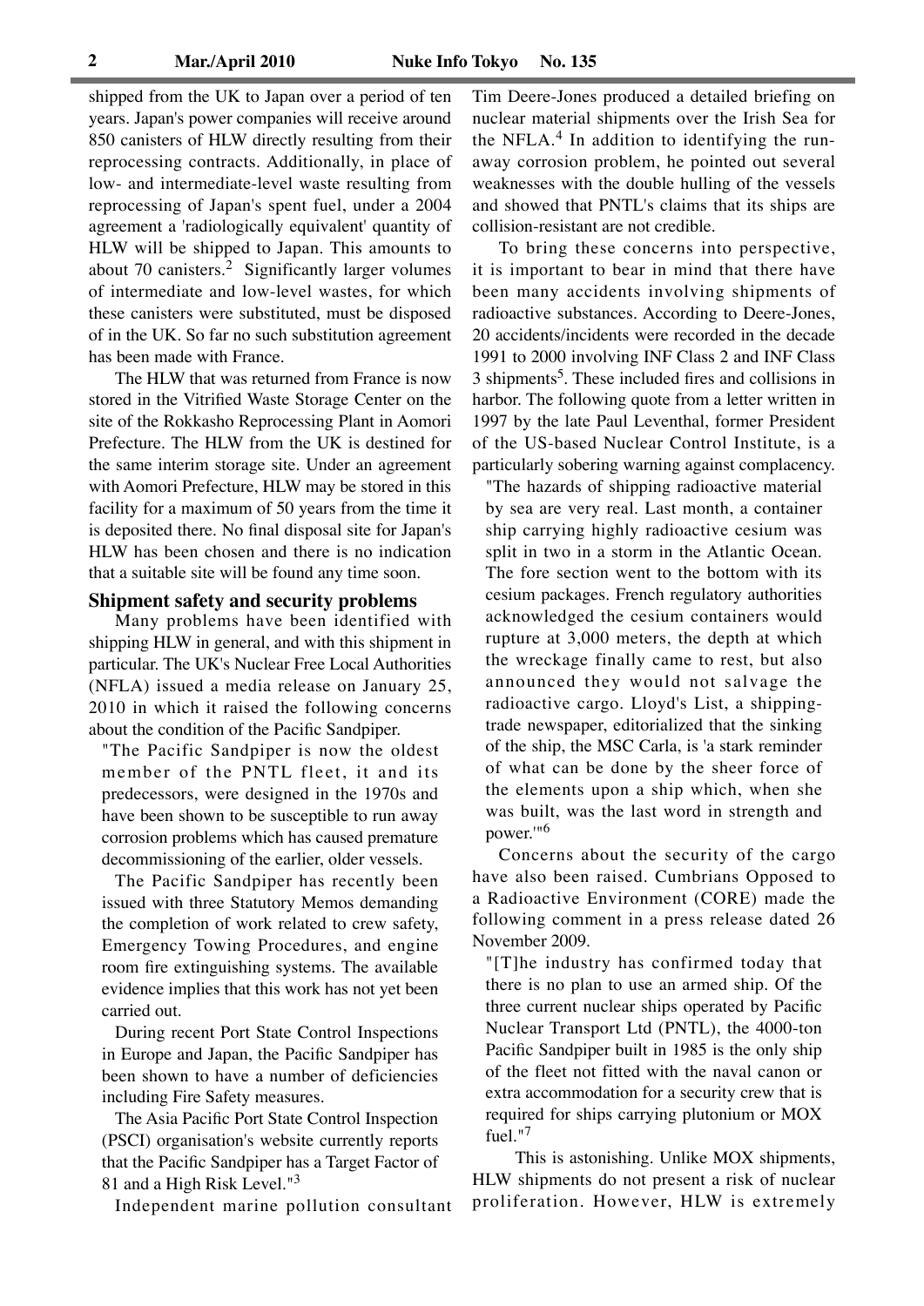shipped from the UK to Japan over a period of ten years. Japan's power companies will receive around 850 canisters of HLW directly resulting from their reprocessing contracts. Additionally, in place of low- and intermediate-level waste resulting from reprocessing of Japan's spent fuel, under a 2004 agreement a 'radiologically equivalent' quantity of HLW will be shipped to Japan. This amounts to about 70 canisters.[2] Significantly larger volumes of intermediate and low-level wastes, for which these canisters were substituted, must be disposed of in the UK. So far no such substitution agreement has been made with France.

The HLW that was returned from France is now stored in the Vitrified Waste Storage Center on the site of the Rokkasho Reprocessing Plant in Aomori Prefecture. The HLW from the UK is destined for the same interim storage site. Under an agreement with Aomori Prefecture, HLW may be stored in this facility for a maximum of 50 years from the time it is deposited there. No final disposal site for Japan's HLW has been chosen and there is no indication that a suitable site will be found any time soon.

### Shipment safety and security problems

Many problems have been identified with shipping HLW in general, and with this shipment in particular. The UK's Nuclear Free Local Authorities (NFLA) issued a media release on January 25, 2010 in which it raised the following concerns about the condition of the Pacific Sandpiper.

> "The Pacific Sandpiper is now the oldest member of the PNTL fleet, it and its predecessors, were designed in the 1970s and have been shown to be susceptible to run away corrosion problems which has caused premature decommissioning of the earlier, older vessels.
>
> The Pacific Sandpiper has recently been issued with three Statutory Memos demanding the completion of work related to crew safety, Emergency Towing Procedures, and engine room fire extinguishing systems. The available evidence implies that this work has not yet been carried out.
>
> During recent Port State Control Inspections in Europe and Japan, the Pacific Sandpiper has been shown to have a number of deficiencies including Fire Safety measures.
>
> The Asia Pacific Port State Control Inspection (PSCI) organisation's website currently reports that the Pacific Sandpiper has a Target Factor of 81 and a High Risk Level."[3]

Independent marine pollution consultant Tim Deere-Jones produced a detailed briefing on nuclear material shipments over the Irish Sea for the NFLA.[4] In addition to identifying the run-away corrosion problem, he pointed out several weaknesses with the double hulling of the vessels and showed that PNTL's claims that its ships are collision-resistant are not credible.

To bring these concerns into perspective, it is important to bear in mind that there have been many accidents involving shipments of radioactive substances. According to Deere-Jones, 20 accidents/incidents were recorded in the decade 1991 to 2000 involving INF Class 2 and INF Class 3 shipments[5]. These included fires and collisions in harbor. The following quote from a letter written in 1997 by the late Paul Leventhal, former President of the US-based Nuclear Control Institute, is a particularly sobering warning against complacency.

> "The hazards of shipping radioactive material by sea are very real. Last month, a container ship carrying highly radioactive cesium was split in two in a storm in the Atlantic Ocean. The fore section went to the bottom with its cesium packages. French regulatory authorities acknowledged the cesium containers would rupture at 3,000 meters, the depth at which the wreckage finally came to rest, but also announced they would not salvage the radioactive cargo. Lloyd's List, a shipping-trade newspaper, editorialized that the sinking of the ship, the MSC Carla, is 'a stark reminder of what can be done by the sheer force of the elements upon a ship which, when she was built, was the last word in strength and power.'"[6]

Concerns about the security of the cargo have also been raised. Cumbrians Opposed to a Radioactive Environment (CORE) made the following comment in a press release dated 26 November 2009.

> "[T]he industry has confirmed today that there is no plan to use an armed ship. Of the three current nuclear ships operated by Pacific Nuclear Transport Ltd (PNTL), the 4000-ton Pacific Sandpiper built in 1985 is the only ship of the fleet not fitted with the naval canon or extra accommodation for a security crew that is required for ships carrying plutonium or MOX fuel."[7]

This is astonishing. Unlike MOX shipments, HLW shipments do not present a risk of nuclear proliferation. However, HLW is extremely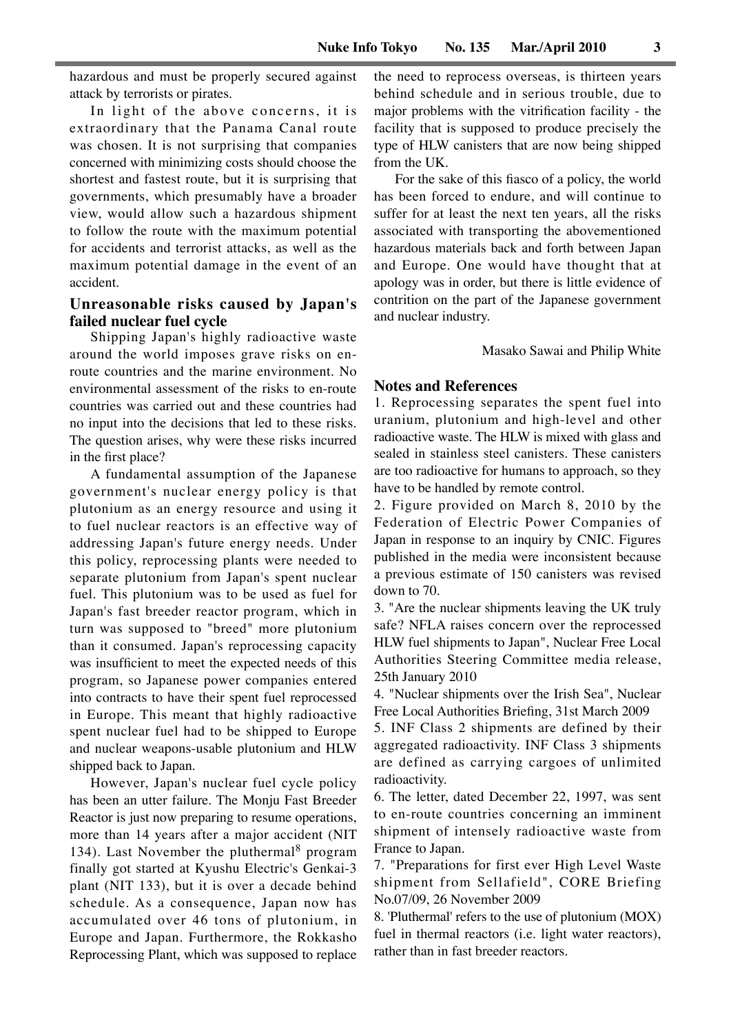hazardous and must be properly secured against attack by terrorists or pirates.

In light of the above concerns, it is extraordinary that the Panama Canal route was chosen. It is not surprising that companies concerned with minimizing costs should choose the shortest and fastest route, but it is surprising that governments, which presumably have a broader view, would allow such a hazardous shipment to follow the route with the maximum potential for accidents and terrorist attacks, as well as the maximum potential damage in the event of an accident.

## Unreasonable risks caused by Japan's failed nuclear fuel cycle

Shipping Japan's highly radioactive waste around the world imposes grave risks on en-route countries and the marine environment. No environmental assessment of the risks to en-route countries was carried out and these countries had no input into the decisions that led to these risks. The question arises, why were these risks incurred in the first place?

A fundamental assumption of the Japanese government's nuclear energy policy is that plutonium as an energy resource and using it to fuel nuclear reactors is an effective way of addressing Japan's future energy needs. Under this policy, reprocessing plants were needed to separate plutonium from Japan's spent nuclear fuel. This plutonium was to be used as fuel for Japan's fast breeder reactor program, which in turn was supposed to "breed" more plutonium than it consumed. Japan's reprocessing capacity was insufficient to meet the expected needs of this program, so Japanese power companies entered into contracts to have their spent fuel reprocessed in Europe. This meant that highly radioactive spent nuclear fuel had to be shipped to Europe and nuclear weapons-usable plutonium and HLW shipped back to Japan.

However, Japan's nuclear fuel cycle policy has been an utter failure. The Monju Fast Breeder Reactor is just now preparing to resume operations, more than 14 years after a major accident (NIT 134). Last November the pluthermal[8] program finally got started at Kyushu Electric's Genkai-3 plant (NIT 133), but it is over a decade behind schedule. As a consequence, Japan now has accumulated over 46 tons of plutonium, in Europe and Japan. Furthermore, the Rokkasho Reprocessing Plant, which was supposed to replace the need to reprocess overseas, is thirteen years behind schedule and in serious trouble, due to major problems with the vitrification facility - the facility that is supposed to produce precisely the type of HLW canisters that are now being shipped from the UK.

For the sake of this fiasco of a policy, the world has been forced to endure, and will continue to suffer for at least the next ten years, all the risks associated with transporting the abovementioned hazardous materials back and forth between Japan and Europe. One would have thought that at apology was in order, but there is little evidence of contrition on the part of the Japanese government and nuclear industry.

Masako Sawai and Philip White

### Notes and References

1. Reprocessing separates the spent fuel into uranium, plutonium and high-level and other radioactive waste. The HLW is mixed with glass and sealed in stainless steel canisters. These canisters are too radioactive for humans to approach, so they have to be handled by remote control.
2. Figure provided on March 8, 2010 by the Federation of Electric Power Companies of Japan in response to an inquiry by CNIC. Figures published in the media were inconsistent because a previous estimate of 150 canisters was revised down to 70.
3. "Are the nuclear shipments leaving the UK truly safe? NFLA raises concern over the reprocessed HLW fuel shipments to Japan", Nuclear Free Local Authorities Steering Committee media release, 25th January 2010
4. "Nuclear shipments over the Irish Sea", Nuclear Free Local Authorities Briefing, 31st March 2009
5. INF Class 2 shipments are defined by their aggregated radioactivity. INF Class 3 shipments are defined as carrying cargoes of unlimited radioactivity.
6. The letter, dated December 22, 1997, was sent to en-route countries concerning an imminent shipment of intensely radioactive waste from France to Japan.
7. "Preparations for first ever High Level Waste shipment from Sellafield", CORE Briefing No.07/09, 26 November 2009
8. 'Pluthermal' refers to the use of plutonium (MOX) fuel in thermal reactors (i.e. light water reactors), rather than in fast breeder reactors.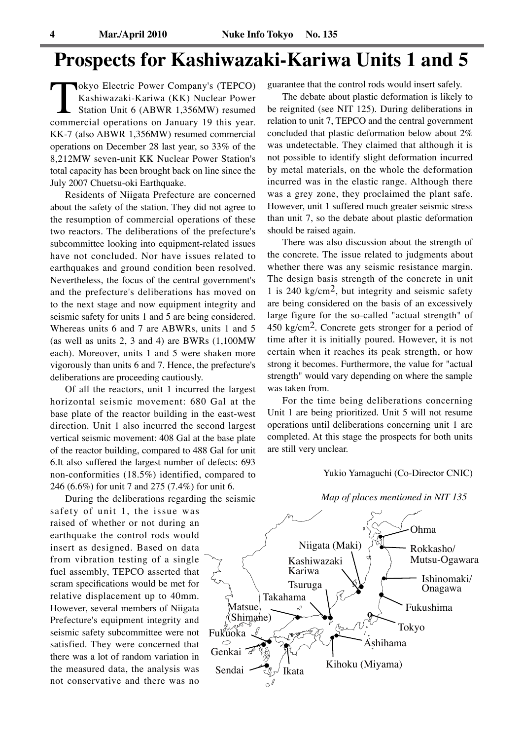# Prospects for Kashiwazaki-Kariwa Units 1 and 5

Tokyo Electric Power Company's (TEPCO) Kashiwazaki-Kariwa (KK) Nuclear Power Station Unit 6 (ABWR 1,356MW) resumed commercial operations on January 19 this year. KK-7 (also ABWR 1,356MW) resumed commercial operations on December 28 last year, so 33% of the 8,212MW seven-unit KK Nuclear Power Station's total capacity has been brought back on line since the July 2007 Chuetsu-oki Earthquake.

Residents of Niigata Prefecture are concerned about the safety of the station. They did not agree to the resumption of commercial operations of these two reactors. The deliberations of the prefecture's subcommittee looking into equipment-related issues have not concluded. Nor have issues related to earthquakes and ground condition been resolved. Nevertheless, the focus of the central government's and the prefecture's deliberations has moved on to the next stage and now equipment integrity and seismic safety for units 1 and 5 are being considered. Whereas units 6 and 7 are ABWRs, units 1 and 5 (as well as units 2, 3 and 4) are BWRs (1,100MW each). Moreover, units 1 and 5 were shaken more vigorously than units 6 and 7. Hence, the prefecture's deliberations are proceeding cautiously.

Of all the reactors, unit 1 incurred the largest horizontal seismic movement: 680 Gal at the base plate of the reactor building in the east-west direction. Unit 1 also incurred the second largest vertical seismic movement: 408 Gal at the base plate of the reactor building, compared to 488 Gal for unit 6.It also suffered the largest number of defects: 693 non-conformities (18.5%) identified, compared to 246 (6.6%) for unit 7 and 275 (7.4%) for unit 6.

During the deliberations regarding the seismic safety of unit 1, the issue was raised of whether or not during an earthquake the control rods would insert as designed. Based on data from vibration testing of a single fuel assembly, TEPCO asserted that scram specifications would be met for relative displacement up to 40mm. However, several members of Niigata Prefecture's equipment integrity and seismic safety subcommittee were not satisfied. They were concerned that there was a lot of random variation in the measured data, the analysis was not conservative and there was no guarantee that the control rods would insert safely.

The debate about plastic deformation is likely to be reignited (see NIT 125). During deliberations in relation to unit 7, TEPCO and the central government concluded that plastic deformation below about 2% was undetectable. They claimed that although it is not possible to identify slight deformation incurred by metal materials, on the whole the deformation incurred was in the elastic range. Although there was a grey zone, they proclaimed the plant safe. However, unit 1 suffered much greater seismic stress than unit 7, so the debate about plastic deformation should be raised again.

There was also discussion about the strength of the concrete. The issue related to judgments about whether there was any seismic resistance margin. The design basis strength of the concrete in unit 1 is 240 kg/cm$^2$, but integrity and seismic safety are being considered on the basis of an excessively large figure for the so-called "actual strength" of 450 kg/cm$^2$. Concrete gets stronger for a period of time after it is initially poured. However, it is not certain when it reaches its peak strength, or how strong it becomes. Furthermore, the value for "actual strength" would vary depending on where the sample was taken from.

For the time being deliberations concerning Unit 1 are being prioritized. Unit 5 will not resume operations until deliberations concerning unit 1 are completed. At this stage the prospects for both units are still very unclear.

Yukio Yamaguchi (Co-Director CNIC)

*Map of places mentioned in NIT 135*

Ohma, Rokkasho/Mutsu-Ogawara, Ishinomaki/Onagawa, Fukushima, Tokyo, Ashihama, Kihoku (Miyama), Niigata (Maki), Kashiwazaki Kariwa, Tsuruga, Takahama, Matsue (Shimane), Fukuoka, Genkai, Sendai, Ikata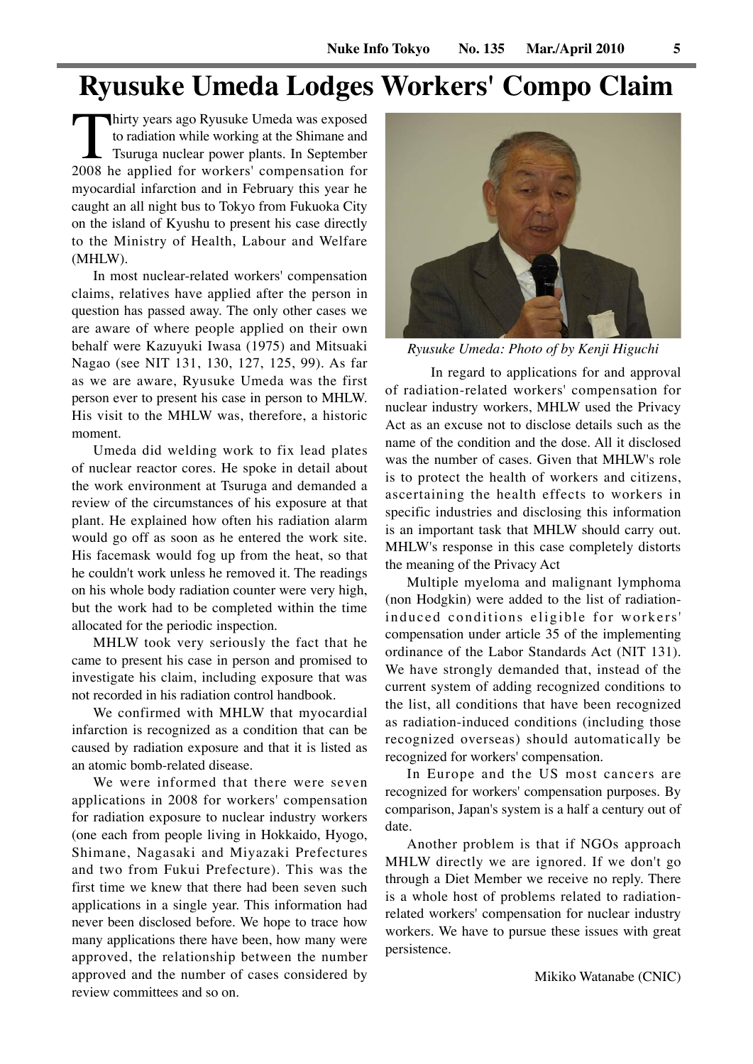# Ryusuke Umeda Lodges Workers' Compo Claim

Thirty years ago Ryusuke Umeda was exposed to radiation while working at the Shimane and Tsuruga nuclear power plants. In September 2008 he applied for workers' compensation for myocardial infarction and in February this year he caught an all night bus to Tokyo from Fukuoka City on the island of Kyushu to present his case directly to the Ministry of Health, Labour and Welfare (MHLW).

In most nuclear-related workers' compensation claims, relatives have applied after the person in question has passed away. The only other cases we are aware of where people applied on their own behalf were Kazuyuki Iwasa (1975) and Mitsuaki Nagao (see NIT 131, 130, 127, 125, 99). As far as we are aware, Ryusuke Umeda was the first person ever to present his case in person to MHLW. His visit to the MHLW was, therefore, a historic moment.

Umeda did welding work to fix lead plates of nuclear reactor cores. He spoke in detail about the work environment at Tsuruga and demanded a review of the circumstances of his exposure at that plant. He explained how often his radiation alarm would go off as soon as he entered the work site. His facemask would fog up from the heat, so that he couldn't work unless he removed it. The readings on his whole body radiation counter were very high, but the work had to be completed within the time allocated for the periodic inspection.

MHLW took very seriously the fact that he came to present his case in person and promised to investigate his claim, including exposure that was not recorded in his radiation control handbook.

We confirmed with MHLW that myocardial infarction is recognized as a condition that can be caused by radiation exposure and that it is listed as an atomic bomb-related disease.

We were informed that there were seven applications in 2008 for workers' compensation for radiation exposure to nuclear industry workers (one each from people living in Hokkaido, Hyogo, Shimane, Nagasaki and Miyazaki Prefectures and two from Fukui Prefecture). This was the first time we knew that there had been seven such applications in a single year. This information had never been disclosed before. We hope to trace how many applications there have been, how many were approved, the relationship between the number approved and the number of cases considered by review committees and so on.

*Ryusuke Umeda: Photo of by Kenji Higuchi*

In regard to applications for and approval of radiation-related workers' compensation for nuclear industry workers, MHLW used the Privacy Act as an excuse not to disclose details such as the name of the condition and the dose. All it disclosed was the number of cases. Given that MHLW's role is to protect the health of workers and citizens, ascertaining the health effects to workers in specific industries and disclosing this information is an important task that MHLW should carry out. MHLW's response in this case completely distorts the meaning of the Privacy Act

Multiple myeloma and malignant lymphoma (non Hodgkin) were added to the list of radiation-induced conditions eligible for workers' compensation under article 35 of the implementing ordinance of the Labor Standards Act (NIT 131). We have strongly demanded that, instead of the current system of adding recognized conditions to the list, all conditions that have been recognized as radiation-induced conditions (including those recognized overseas) should automatically be recognized for workers' compensation.

In Europe and the US most cancers are recognized for workers' compensation purposes. By comparison, Japan's system is a half a century out of date.

Another problem is that if NGOs approach MHLW directly we are ignored. If we don't go through a Diet Member we receive no reply. There is a whole host of problems related to radiation-related workers' compensation for nuclear industry workers. We have to pursue these issues with great persistence.

Mikiko Watanabe (CNIC)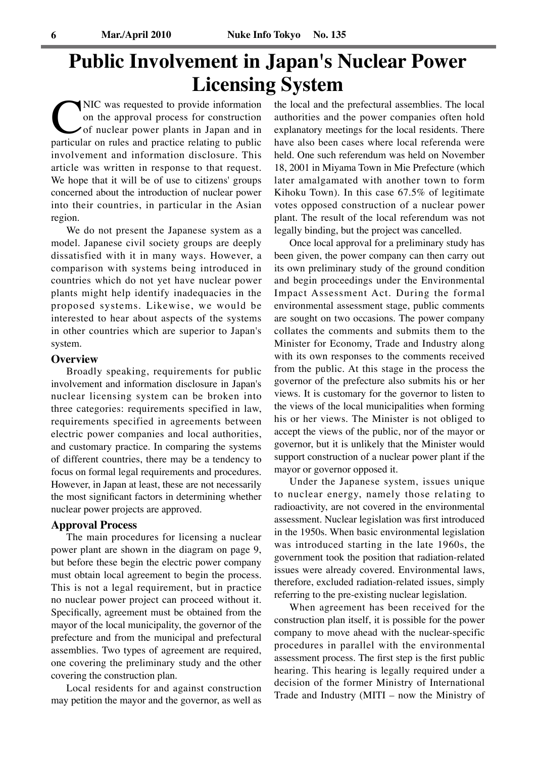# Public Involvement in Japan's Nuclear Power Licensing System

CNIC was requested to provide information on the approval process for construction of nuclear power plants in Japan and in particular on rules and practice relating to public involvement and information disclosure. This article was written in response to that request. We hope that it will be of use to citizens' groups concerned about the introduction of nuclear power into their countries, in particular in the Asian region.

We do not present the Japanese system as a model. Japanese civil society groups are deeply dissatisfied with it in many ways. However, a comparison with systems being introduced in countries which do not yet have nuclear power plants might help identify inadequacies in the proposed systems. Likewise, we would be interested to hear about aspects of the systems in other countries which are superior to Japan's system.

### Overview

Broadly speaking, requirements for public involvement and information disclosure in Japan's nuclear licensing system can be broken into three categories: requirements specified in law, requirements specified in agreements between electric power companies and local authorities, and customary practice. In comparing the systems of different countries, there may be a tendency to focus on formal legal requirements and procedures. However, in Japan at least, these are not necessarily the most significant factors in determining whether nuclear power projects are approved.

### Approval Process

The main procedures for licensing a nuclear power plant are shown in the diagram on page 9, but before these begin the electric power company must obtain local agreement to begin the process. This is not a legal requirement, but in practice no nuclear power project can proceed without it. Specifically, agreement must be obtained from the mayor of the local municipality, the governor of the prefecture and from the municipal and prefectural assemblies. Two types of agreement are required, one covering the preliminary study and the other covering the construction plan.

Local residents for and against construction may petition the mayor and the governor, as well as the local and the prefectural assemblies. The local authorities and the power companies often hold explanatory meetings for the local residents. There have also been cases where local referenda were held. One such referendum was held on November 18, 2001 in Miyama Town in Mie Prefecture (which later amalgamated with another town to form Kihoku Town). In this case 67.5% of legitimate votes opposed construction of a nuclear power plant. The result of the local referendum was not legally binding, but the project was cancelled.

Once local approval for a preliminary study has been given, the power company can then carry out its own preliminary study of the ground condition and begin proceedings under the Environmental Impact Assessment Act. During the formal environmental assessment stage, public comments are sought on two occasions. The power company collates the comments and submits them to the Minister for Economy, Trade and Industry along with its own responses to the comments received from the public. At this stage in the process the governor of the prefecture also submits his or her views. It is customary for the governor to listen to the views of the local municipalities when forming his or her views. The Minister is not obliged to accept the views of the public, nor of the mayor or governor, but it is unlikely that the Minister would support construction of a nuclear power plant if the mayor or governor opposed it.

Under the Japanese system, issues unique to nuclear energy, namely those relating to radioactivity, are not covered in the environmental assessment. Nuclear legislation was first introduced in the 1950s. When basic environmental legislation was introduced starting in the late 1960s, the government took the position that radiation-related issues were already covered. Environmental laws, therefore, excluded radiation-related issues, simply referring to the pre-existing nuclear legislation.

When agreement has been received for the construction plan itself, it is possible for the power company to move ahead with the nuclear-specific procedures in parallel with the environmental assessment process. The first step is the first public hearing. This hearing is legally required under a decision of the former Ministry of International Trade and Industry (MITI – now the Ministry of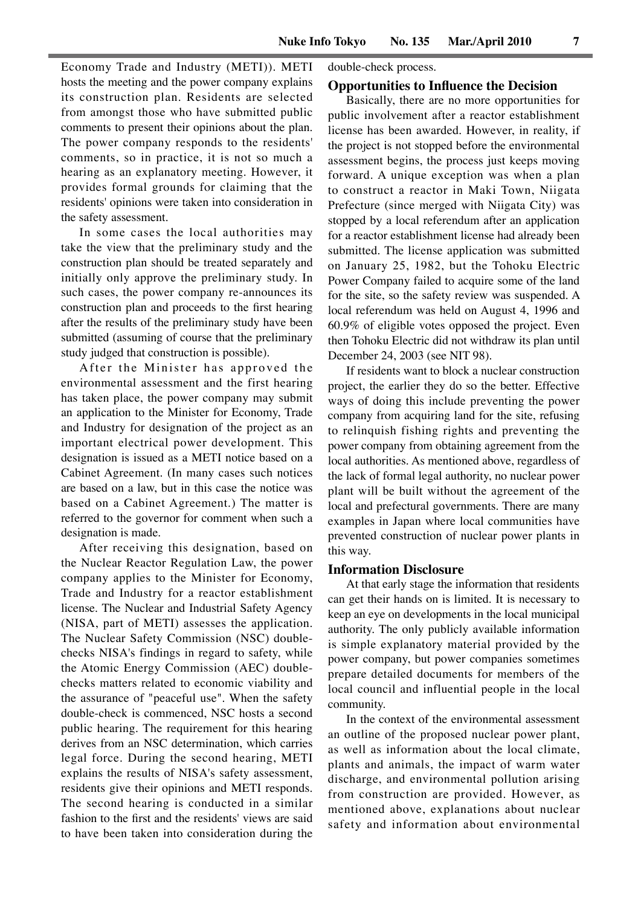Economy Trade and Industry (METI)). METI hosts the meeting and the power company explains its construction plan. Residents are selected from amongst those who have submitted public comments to present their opinions about the plan. The power company responds to the residents' comments, so in practice, it is not so much a hearing as an explanatory meeting. However, it provides formal grounds for claiming that the residents' opinions were taken into consideration in the safety assessment.

In some cases the local authorities may take the view that the preliminary study and the construction plan should be treated separately and initially only approve the preliminary study. In such cases, the power company re-announces its construction plan and proceeds to the first hearing after the results of the preliminary study have been submitted (assuming of course that the preliminary study judged that construction is possible).

After the Minister has approved the environmental assessment and the first hearing has taken place, the power company may submit an application to the Minister for Economy, Trade and Industry for designation of the project as an important electrical power development. This designation is issued as a METI notice based on a Cabinet Agreement. (In many cases such notices are based on a law, but in this case the notice was based on a Cabinet Agreement.) The matter is referred to the governor for comment when such a designation is made.

After receiving this designation, based on the Nuclear Reactor Regulation Law, the power company applies to the Minister for Economy, Trade and Industry for a reactor establishment license. The Nuclear and Industrial Safety Agency (NISA, part of METI) assesses the application. The Nuclear Safety Commission (NSC) double-checks NISA's findings in regard to safety, while the Atomic Energy Commission (AEC) double-checks matters related to economic viability and the assurance of "peaceful use". When the safety double-check is commenced, NSC hosts a second public hearing. The requirement for this hearing derives from an NSC determination, which carries legal force. During the second hearing, METI explains the results of NISA's safety assessment, residents give their opinions and METI responds. The second hearing is conducted in a similar fashion to the first and the residents' views are said to have been taken into consideration during the double-check process.

### Opportunities to Influence the Decision

Basically, there are no more opportunities for public involvement after a reactor establishment license has been awarded. However, in reality, if the project is not stopped before the environmental assessment begins, the process just keeps moving forward. A unique exception was when a plan to construct a reactor in Maki Town, Niigata Prefecture (since merged with Niigata City) was stopped by a local referendum after an application for a reactor establishment license had already been submitted. The license application was submitted on January 25, 1982, but the Tohoku Electric Power Company failed to acquire some of the land for the site, so the safety review was suspended. A local referendum was held on August 4, 1996 and 60.9% of eligible votes opposed the project. Even then Tohoku Electric did not withdraw its plan until December 24, 2003 (see NIT 98).

If residents want to block a nuclear construction project, the earlier they do so the better. Effective ways of doing this include preventing the power company from acquiring land for the site, refusing to relinquish fishing rights and preventing the power company from obtaining agreement from the local authorities. As mentioned above, regardless of the lack of formal legal authority, no nuclear power plant will be built without the agreement of the local and prefectural governments. There are many examples in Japan where local communities have prevented construction of nuclear power plants in this way.

### Information Disclosure

At that early stage the information that residents can get their hands on is limited. It is necessary to keep an eye on developments in the local municipal authority. The only publicly available information is simple explanatory material provided by the power company, but power companies sometimes prepare detailed documents for members of the local council and influential people in the local community.

In the context of the environmental assessment an outline of the proposed nuclear power plant, as well as information about the local climate, plants and animals, the impact of warm water discharge, and environmental pollution arising from construction are provided. However, as mentioned above, explanations about nuclear safety and information about environmental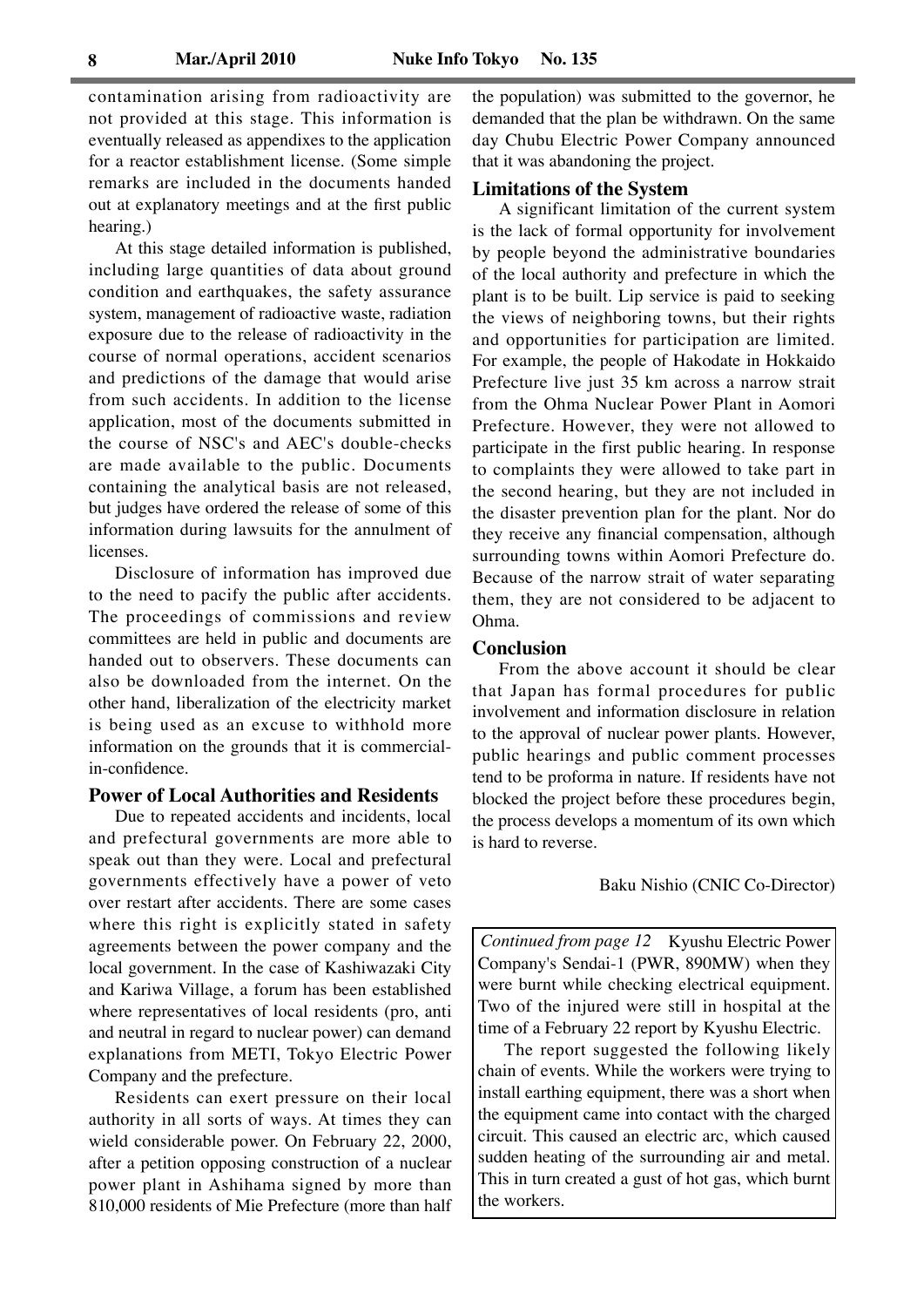contamination arising from radioactivity are not provided at this stage. This information is eventually released as appendixes to the application for a reactor establishment license. (Some simple remarks are included in the documents handed out at explanatory meetings and at the first public hearing.)

At this stage detailed information is published, including large quantities of data about ground condition and earthquakes, the safety assurance system, management of radioactive waste, radiation exposure due to the release of radioactivity in the course of normal operations, accident scenarios and predictions of the damage that would arise from such accidents. In addition to the license application, most of the documents submitted in the course of NSC's and AEC's double-checks are made available to the public. Documents containing the analytical basis are not released, but judges have ordered the release of some of this information during lawsuits for the annulment of licenses.

Disclosure of information has improved due to the need to pacify the public after accidents. The proceedings of commissions and review committees are held in public and documents are handed out to observers. These documents can also be downloaded from the internet. On the other hand, liberalization of the electricity market is being used as an excuse to withhold more information on the grounds that it is commercial-in-confidence.

### Power of Local Authorities and Residents

Due to repeated accidents and incidents, local and prefectural governments are more able to speak out than they were. Local and prefectural governments effectively have a power of veto over restart after accidents. There are some cases where this right is explicitly stated in safety agreements between the power company and the local government. In the case of Kashiwazaki City and Kariwa Village, a forum has been established where representatives of local residents (pro, anti and neutral in regard to nuclear power) can demand explanations from METI, Tokyo Electric Power Company and the prefecture.

Residents can exert pressure on their local authority in all sorts of ways. At times they can wield considerable power. On February 22, 2000, after a petition opposing construction of a nuclear power plant in Ashihama signed by more than 810,000 residents of Mie Prefecture (more than half the population) was submitted to the governor, he demanded that the plan be withdrawn. On the same day Chubu Electric Power Company announced that it was abandoning the project.

### Limitations of the System

A significant limitation of the current system is the lack of formal opportunity for involvement by people beyond the administrative boundaries of the local authority and prefecture in which the plant is to be built. Lip service is paid to seeking the views of neighboring towns, but their rights and opportunities for participation are limited. For example, the people of Hakodate in Hokkaido Prefecture live just 35 km across a narrow strait from the Ohma Nuclear Power Plant in Aomori Prefecture. However, they were not allowed to participate in the first public hearing. In response to complaints they were allowed to take part in the second hearing, but they are not included in the disaster prevention plan for the plant. Nor do they receive any financial compensation, although surrounding towns within Aomori Prefecture do. Because of the narrow strait of water separating them, they are not considered to be adjacent to Ohma.

### Conclusion

From the above account it should be clear that Japan has formal procedures for public involvement and information disclosure in relation to the approval of nuclear power plants. However, public hearings and public comment processes tend to be proforma in nature. If residents have not blocked the project before these procedures begin, the process develops a momentum of its own which is hard to reverse.

Baku Nishio (CNIC Co-Director)

---

*Continued from page 12* Kyushu Electric Power Company's Sendai-1 (PWR, 890MW) when they were burnt while checking electrical equipment. Two of the injured were still in hospital at the time of a February 22 report by Kyushu Electric.

The report suggested the following likely chain of events. While the workers were trying to install earthing equipment, there was a short when the equipment came into contact with the charged circuit. This caused an electric arc, which caused sudden heating of the surrounding air and metal. This in turn created a gust of hot gas, which burnt the workers.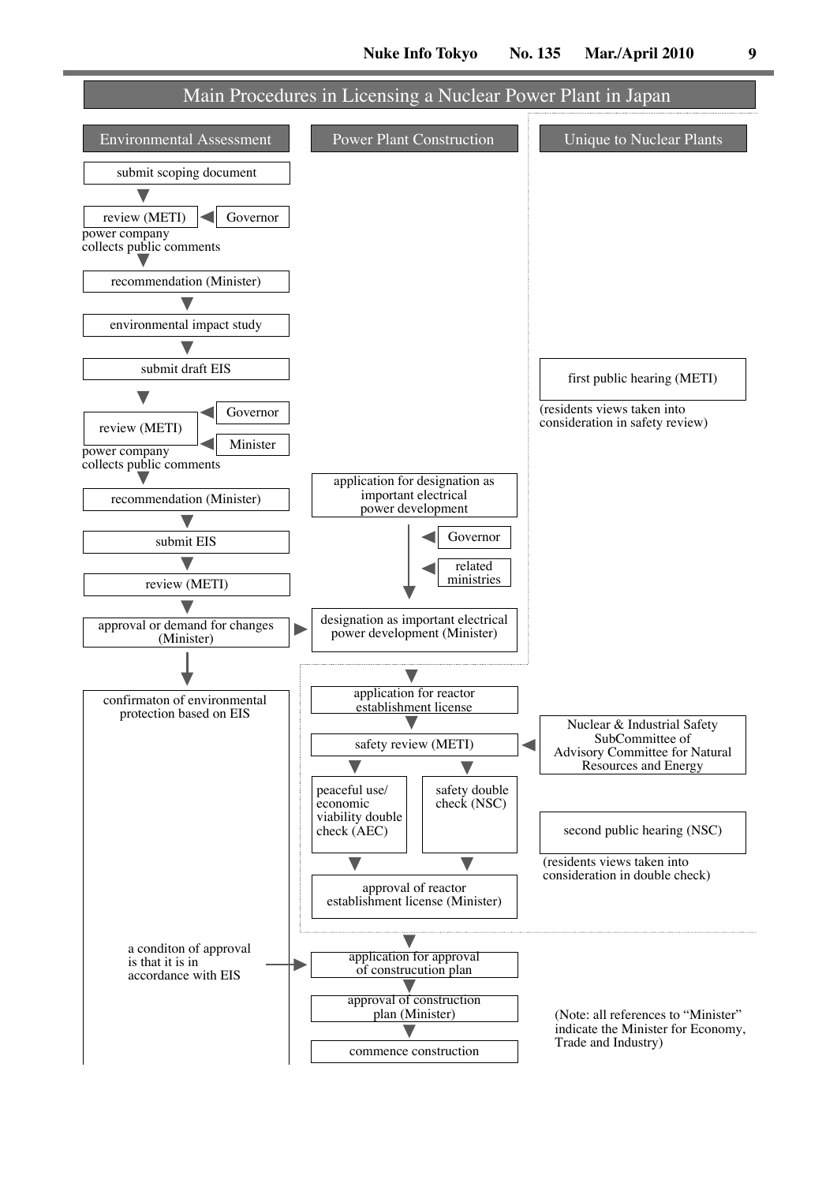# Main Procedures in Licensing a Nuclear Power Plant in Japan

## Environmental Assessment

- submit scoping document
- review (METI) ◀ Governor
  - power company collects public comments
- recommendation (Minister)
- environmental impact study
- submit draft EIS
- review (METI) ◀ Governor ◀ Minister
  - power company collects public comments
- recommendation (Minister)
- submit EIS
- review (METI)
- approval or demand for changes (Minister) ▶ designation as important electrical power development (Minister)
- confirmaton of environmental protection based on EIS
  - a conditon of approval is that it is in accordance with EIS ▶ application for approval of construction plan

## Power Plant Construction

- application for designation as important electrical power development
  - ◀ Governor
  - ◀ related ministries
- designation as important electrical power development (Minister)
- application for reactor establishment license
- safety review (METI) ◀ Nuclear & Industrial Safety SubCommittee of Advisory Committee for Natural Resources and Energy
  - peaceful use/ economic viability double check (AEC)
  - safety double check (NSC)
- approval of reactor establishment license (Minister)
- application for approval of construction plan
- approval of construction plan (Minister)
- commence construction

## Unique to Nuclear Plants

- first public hearing (METI)
  - (residents views taken into consideration in safety review)
- Nuclear & Industrial Safety SubCommittee of Advisory Committee for Natural Resources and Energy
- second public hearing (NSC)
  - (residents views taken into consideration in double check)

(Note: all references to "Minister" indicate the Minister for Economy, Trade and Industry)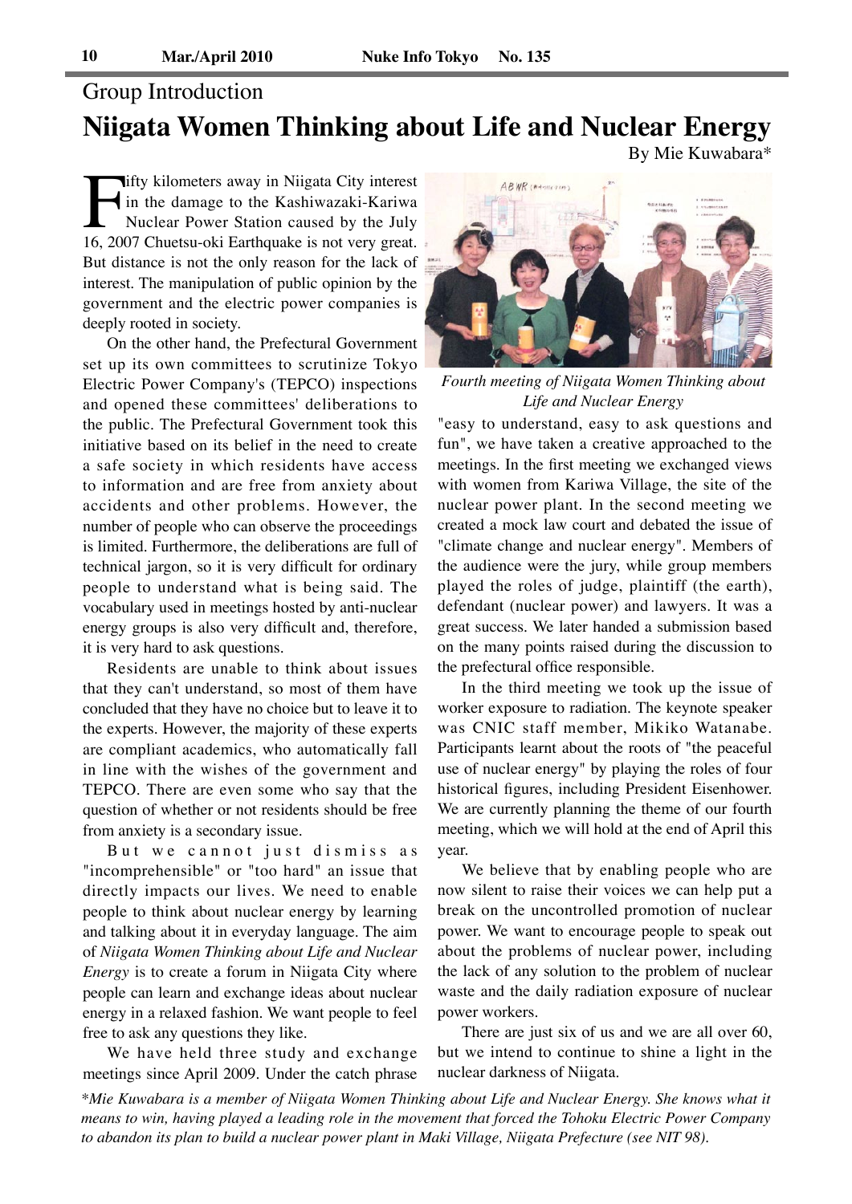Group Introduction

# Niigata Women Thinking about Life and Nuclear Energy

By Mie Kuwabara*

Fifty kilometers away in Niigata City interest in the damage to the Kashiwazaki-Kariwa Nuclear Power Station caused by the July 16, 2007 Chuetsu-oki Earthquake is not very great. But distance is not the only reason for the lack of interest. The manipulation of public opinion by the government and the electric power companies is deeply rooted in society.

On the other hand, the Prefectural Government set up its own committees to scrutinize Tokyo Electric Power Company's (TEPCO) inspections and opened these committees' deliberations to the public. The Prefectural Government took this initiative based on its belief in the need to create a safe society in which residents have access to information and are free from anxiety about accidents and other problems. However, the number of people who can observe the proceedings is limited. Furthermore, the deliberations are full of technical jargon, so it is very difficult for ordinary people to understand what is being said. The vocabulary used in meetings hosted by anti-nuclear energy groups is also very difficult and, therefore, it is very hard to ask questions.

Residents are unable to think about issues that they can't understand, so most of them have concluded that they have no choice but to leave it to the experts. However, the majority of these experts are compliant academics, who automatically fall in line with the wishes of the government and TEPCO. There are even some who say that the question of whether or not residents should be free from anxiety is a secondary issue.

But we cannot just dismiss as "incomprehensible" or "too hard" an issue that directly impacts our lives. We need to enable people to think about nuclear energy by learning and talking about it in everyday language. The aim of *Niigata Women Thinking about Life and Nuclear Energy* is to create a forum in Niigata City where people can learn and exchange ideas about nuclear energy in a relaxed fashion. We want people to feel free to ask any questions they like.

We have held three study and exchange meetings since April 2009. Under the catch phrase "easy to understand, easy to ask questions and fun", we have taken a creative approached to the meetings. In the first meeting we exchanged views with women from Kariwa Village, the site of the nuclear power plant. In the second meeting we created a mock law court and debated the issue of "climate change and nuclear energy". Members of the audience were the jury, while group members played the roles of judge, plaintiff (the earth), defendant (nuclear power) and lawyers. It was a great success. We later handed a submission based on the many points raised during the discussion to the prefectural office responsible.

*Fourth meeting of Niigata Women Thinking about Life and Nuclear Energy*

In the third meeting we took up the issue of worker exposure to radiation. The keynote speaker was CNIC staff member, Mikiko Watanabe. Participants learnt about the roots of "the peaceful use of nuclear energy" by playing the roles of four historical figures, including President Eisenhower. We are currently planning the theme of our fourth meeting, which we will hold at the end of April this year.

We believe that by enabling people who are now silent to raise their voices we can help put a break on the uncontrolled promotion of nuclear power. We want to encourage people to speak out about the problems of nuclear power, including the lack of any solution to the problem of nuclear waste and the daily radiation exposure of nuclear power workers.

There are just six of us and we are all over 60, but we intend to continue to shine a light in the nuclear darkness of Niigata.

*\*Mie Kuwabara is a member of Niigata Women Thinking about Life and Nuclear Energy. She knows what it means to win, having played a leading role in the movement that forced the Tohoku Electric Power Company to abandon its plan to build a nuclear power plant in Maki Village, Niigata Prefecture (see NIT 98).*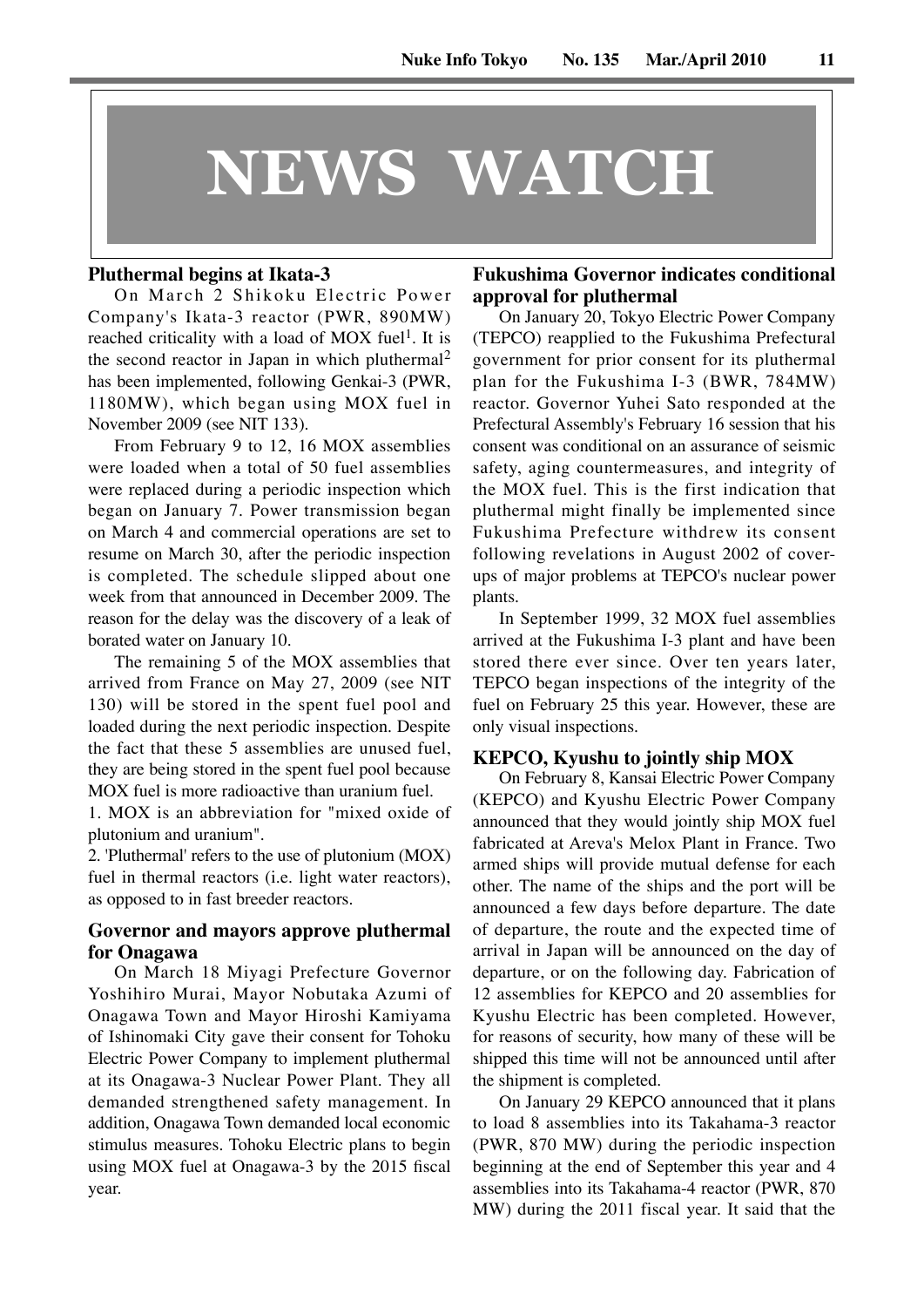# NEWS WATCH

## Pluthermal begins at Ikata-3

On March 2 Shikoku Electric Power Company's Ikata-3 reactor (PWR, 890MW) reached criticality with a load of MOX fuel[1]. It is the second reactor in Japan in which pluthermal[2] has been implemented, following Genkai-3 (PWR, 1180MW), which began using MOX fuel in November 2009 (see NIT 133).

From February 9 to 12, 16 MOX assemblies were loaded when a total of 50 fuel assemblies were replaced during a periodic inspection which began on January 7. Power transmission began on March 4 and commercial operations are set to resume on March 30, after the periodic inspection is completed. The schedule slipped about one week from that announced in December 2009. The reason for the delay was the discovery of a leak of borated water on January 10.

The remaining 5 of the MOX assemblies that arrived from France on May 27, 2009 (see NIT 130) will be stored in the spent fuel pool and loaded during the next periodic inspection. Despite the fact that these 5 assemblies are unused fuel, they are being stored in the spent fuel pool because MOX fuel is more radioactive than uranium fuel.

1. MOX is an abbreviation for "mixed oxide of plutonium and uranium".
2. 'Pluthermal' refers to the use of plutonium (MOX) fuel in thermal reactors (i.e. light water reactors), as opposed to in fast breeder reactors.

## Governor and mayors approve pluthermal for Onagawa

On March 18 Miyagi Prefecture Governor Yoshihiro Murai, Mayor Nobutaka Azumi of Onagawa Town and Mayor Hiroshi Kamiyama of Ishinomaki City gave their consent for Tohoku Electric Power Company to implement pluthermal at its Onagawa-3 Nuclear Power Plant. They all demanded strengthened safety management. In addition, Onagawa Town demanded local economic stimulus measures. Tohoku Electric plans to begin using MOX fuel at Onagawa-3 by the 2015 fiscal year.

## Fukushima Governor indicates conditional approval for pluthermal

On January 20, Tokyo Electric Power Company (TEPCO) reapplied to the Fukushima Prefectural government for prior consent for its pluthermal plan for the Fukushima I-3 (BWR, 784MW) reactor. Governor Yuhei Sato responded at the Prefectural Assembly's February 16 session that his consent was conditional on an assurance of seismic safety, aging countermeasures, and integrity of the MOX fuel. This is the first indication that pluthermal might finally be implemented since Fukushima Prefecture withdrew its consent following revelations in August 2002 of cover-ups of major problems at TEPCO's nuclear power plants.

In September 1999, 32 MOX fuel assemblies arrived at the Fukushima I-3 plant and have been stored there ever since. Over ten years later, TEPCO began inspections of the integrity of the fuel on February 25 this year. However, these are only visual inspections.

## KEPCO, Kyushu to jointly ship MOX

On February 8, Kansai Electric Power Company (KEPCO) and Kyushu Electric Power Company announced that they would jointly ship MOX fuel fabricated at Areva's Melox Plant in France. Two armed ships will provide mutual defense for each other. The name of the ships and the port will be announced a few days before departure. The date of departure, the route and the expected time of arrival in Japan will be announced on the day of departure, or on the following day. Fabrication of 12 assemblies for KEPCO and 20 assemblies for Kyushu Electric has been completed. However, for reasons of security, how many of these will be shipped this time will not be announced until after the shipment is completed.

On January 29 KEPCO announced that it plans to load 8 assemblies into its Takahama-3 reactor (PWR, 870 MW) during the periodic inspection beginning at the end of September this year and 4 assemblies into its Takahama-4 reactor (PWR, 870 MW) during the 2011 fiscal year. It said that the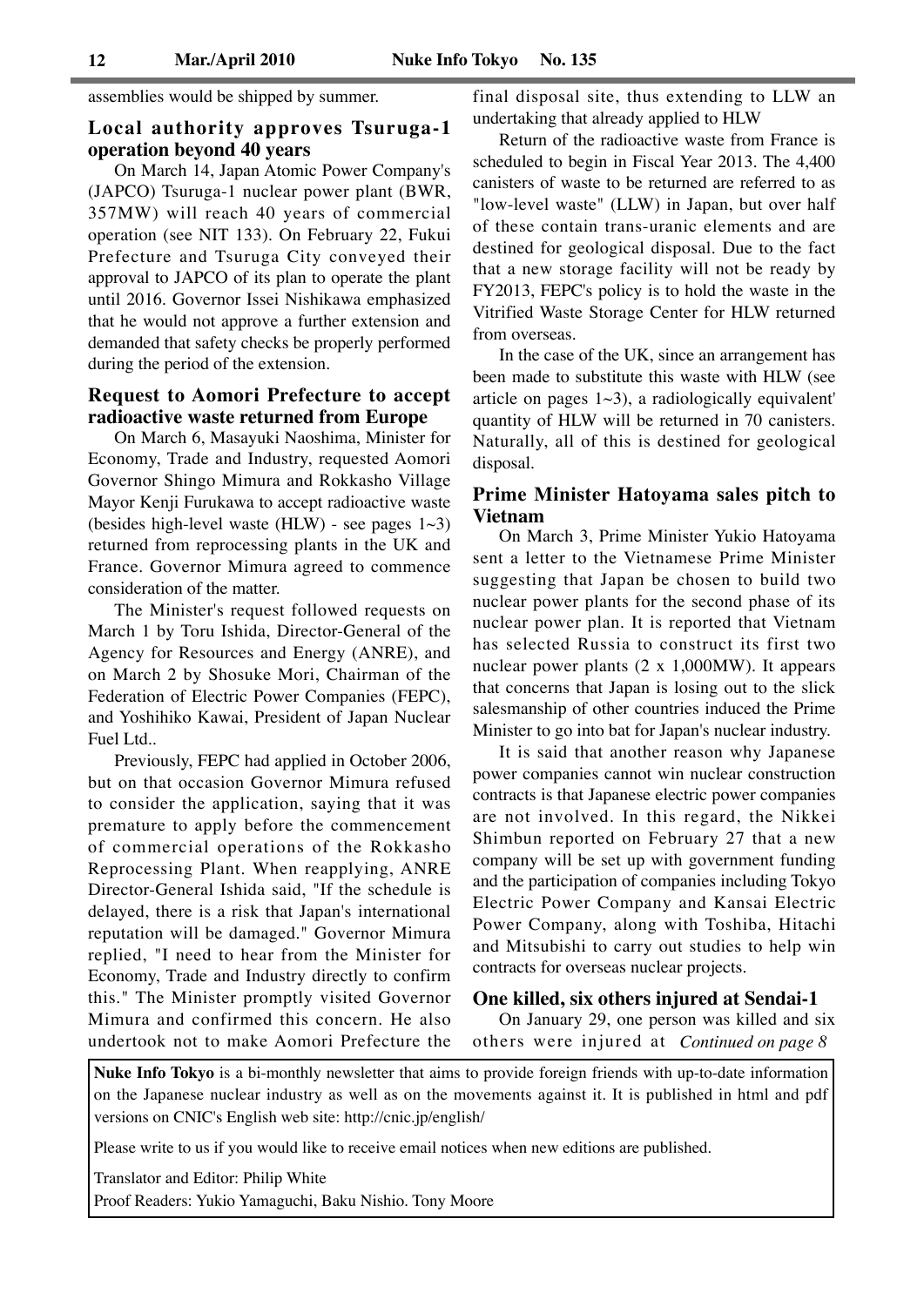assemblies would be shipped by summer.

### Local authority approves Tsuruga-1 operation beyond 40 years

On March 14, Japan Atomic Power Company's (JAPCO) Tsuruga-1 nuclear power plant (BWR, 357MW) will reach 40 years of commercial operation (see NIT 133). On February 22, Fukui Prefecture and Tsuruga City conveyed their approval to JAPCO of its plan to operate the plant until 2016. Governor Issei Nishikawa emphasized that he would not approve a further extension and demanded that safety checks be properly performed during the period of the extension.

### Request to Aomori Prefecture to accept radioactive waste returned from Europe

On March 6, Masayuki Naoshima, Minister for Economy, Trade and Industry, requested Aomori Governor Shingo Mimura and Rokkasho Village Mayor Kenji Furukawa to accept radioactive waste (besides high-level waste (HLW) - see pages 1~3) returned from reprocessing plants in the UK and France. Governor Mimura agreed to commence consideration of the matter.

The Minister's request followed requests on March 1 by Toru Ishida, Director-General of the Agency for Resources and Energy (ANRE), and on March 2 by Shosuke Mori, Chairman of the Federation of Electric Power Companies (FEPC), and Yoshihiko Kawai, President of Japan Nuclear Fuel Ltd..

Previously, FEPC had applied in October 2006, but on that occasion Governor Mimura refused to consider the application, saying that it was premature to apply before the commencement of commercial operations of the Rokkasho Reprocessing Plant. When reapplying, ANRE Director-General Ishida said, "If the schedule is delayed, there is a risk that Japan's international reputation will be damaged." Governor Mimura replied, "I need to hear from the Minister for Economy, Trade and Industry directly to confirm this." The Minister promptly visited Governor Mimura and confirmed this concern. He also undertook not to make Aomori Prefecture the final disposal site, thus extending to LLW an undertaking that already applied to HLW

Return of the radioactive waste from France is scheduled to begin in Fiscal Year 2013. The 4,400 canisters of waste to be returned are referred to as "low-level waste" (LLW) in Japan, but over half of these contain trans-uranic elements and are destined for geological disposal. Due to the fact that a new storage facility will not be ready by FY2013, FEPC's policy is to hold the waste in the Vitrified Waste Storage Center for HLW returned from overseas.

In the case of the UK, since an arrangement has been made to substitute this waste with HLW (see article on pages 1~3), a radiologically equivalent' quantity of HLW will be returned in 70 canisters. Naturally, all of this is destined for geological disposal.

### Prime Minister Hatoyama sales pitch to Vietnam

On March 3, Prime Minister Yukio Hatoyama sent a letter to the Vietnamese Prime Minister suggesting that Japan be chosen to build two nuclear power plants for the second phase of its nuclear power plan. It is reported that Vietnam has selected Russia to construct its first two nuclear power plants (2 x 1,000MW). It appears that concerns that Japan is losing out to the slick salesmanship of other countries induced the Prime Minister to go into bat for Japan's nuclear industry.

It is said that another reason why Japanese power companies cannot win nuclear construction contracts is that Japanese electric power companies are not involved. In this regard, the Nikkei Shimbun reported on February 27 that a new company will be set up with government funding and the participation of companies including Tokyo Electric Power Company and Kansai Electric Power Company, along with Toshiba, Hitachi and Mitsubishi to carry out studies to help win contracts for overseas nuclear projects.

### One killed, six others injured at Sendai-1

On January 29, one person was killed and six others were injured at *Continued on page 8*

**Nuke Info Tokyo** is a bi-monthly newsletter that aims to provide foreign friends with up-to-date information on the Japanese nuclear industry as well as on the movements against it. It is published in html and pdf versions on CNIC's English web site: http://cnic.jp/english/

Please write to us if you would like to receive email notices when new editions are published.

Translator and Editor: Philip White

Proof Readers: Yukio Yamaguchi, Baku Nishio. Tony Moore